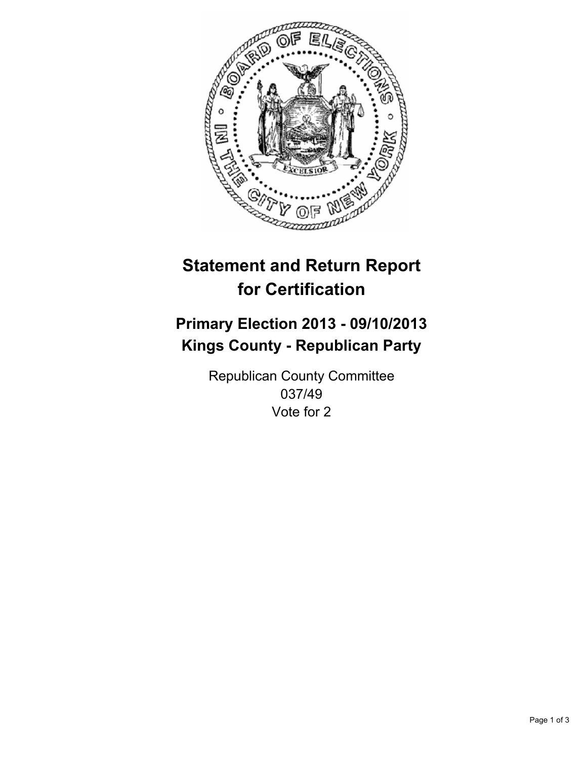# Statement and Return Report for Certification

## Primary Election 2013 - 09/10/2013
## Kings County - Republican Party

Republican County Committee
037/49
Vote for 2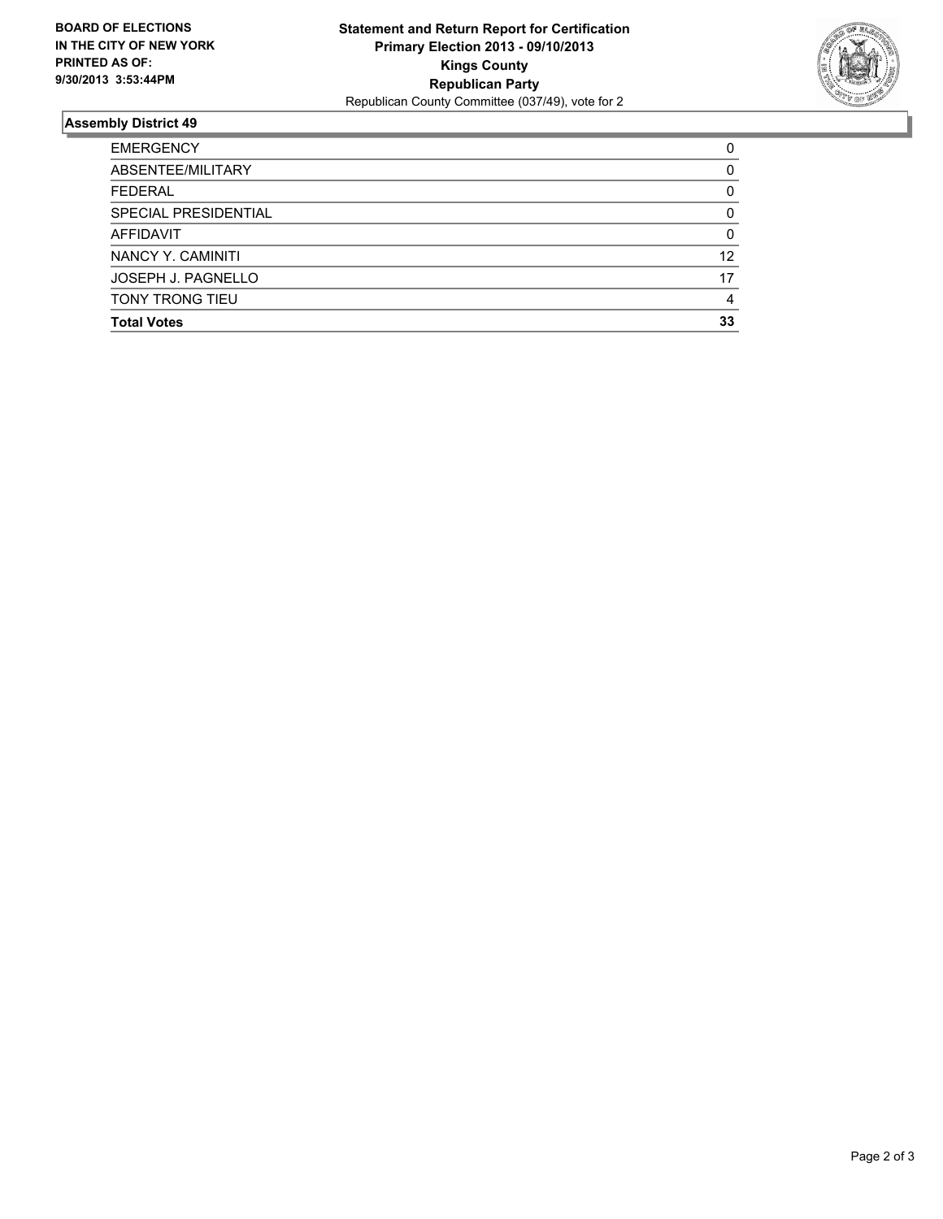**BOARD OF ELECTIONS IN THE CITY OF NEW YORK PRINTED AS OF: 9/30/2013 3:53:44PM**

**Statement and Return Report for Certification**
**Primary Election 2013 - 09/10/2013**
**Kings County**
**Republican Party**
Republican County Committee (037/49), vote for 2

## Assembly District 49

| | |
|---|---|
| EMERGENCY | 0 |
| ABSENTEE/MILITARY | 0 |
| FEDERAL | 0 |
| SPECIAL PRESIDENTIAL | 0 |
| AFFIDAVIT | 0 |
| NANCY Y. CAMINITI | 12 |
| JOSEPH J. PAGNELLO | 17 |
| TONY TRONG TIEU | 4 |
| **Total Votes** | **33** |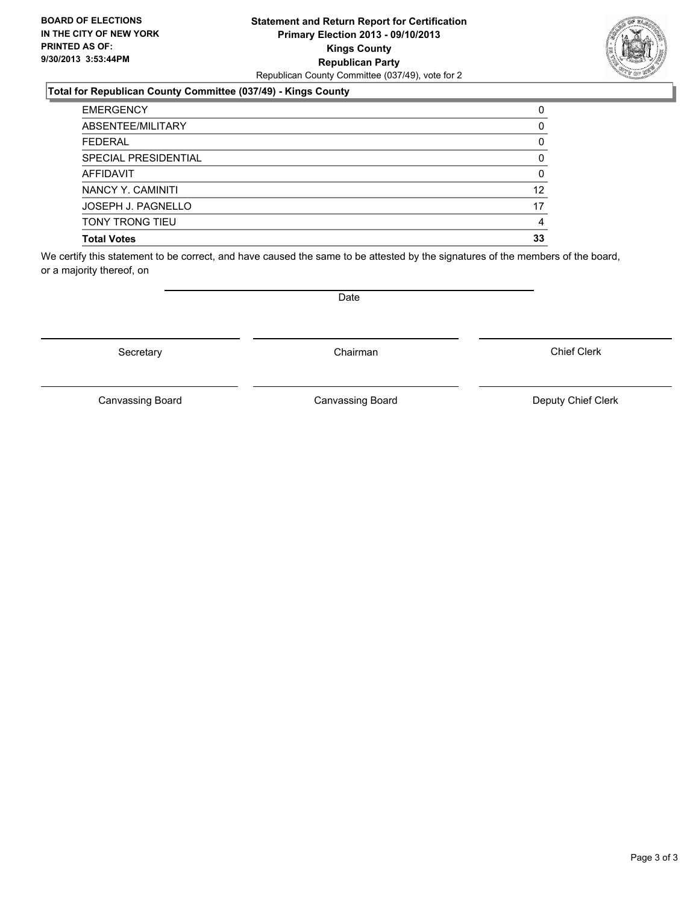**BOARD OF ELECTIONS IN THE CITY OF NEW YORK PRINTED AS OF: 9/30/2013 3:53:44PM**

**Statement and Return Report for Certification**
**Primary Election 2013 - 09/10/2013**
**Kings County**
**Republican Party**
Republican County Committee (037/49), vote for 2

### Total for Republican County Committee (037/49) - Kings County

| | |
|---|---|
| EMERGENCY | 0 |
| ABSENTEE/MILITARY | 0 |
| FEDERAL | 0 |
| SPECIAL PRESIDENTIAL | 0 |
| AFFIDAVIT | 0 |
| NANCY Y. CAMINITI | 12 |
| JOSEPH J. PAGNELLO | 17 |
| TONY TRONG TIEU | 4 |
| **Total Votes** | **33** |

We certify this statement to be correct, and have caused the same to be attested by the signatures of the members of the board, or a majority thereof, on

Date

Secretary | Chairman | Chief Clerk

Canvassing Board | Canvassing Board | Deputy Chief Clerk